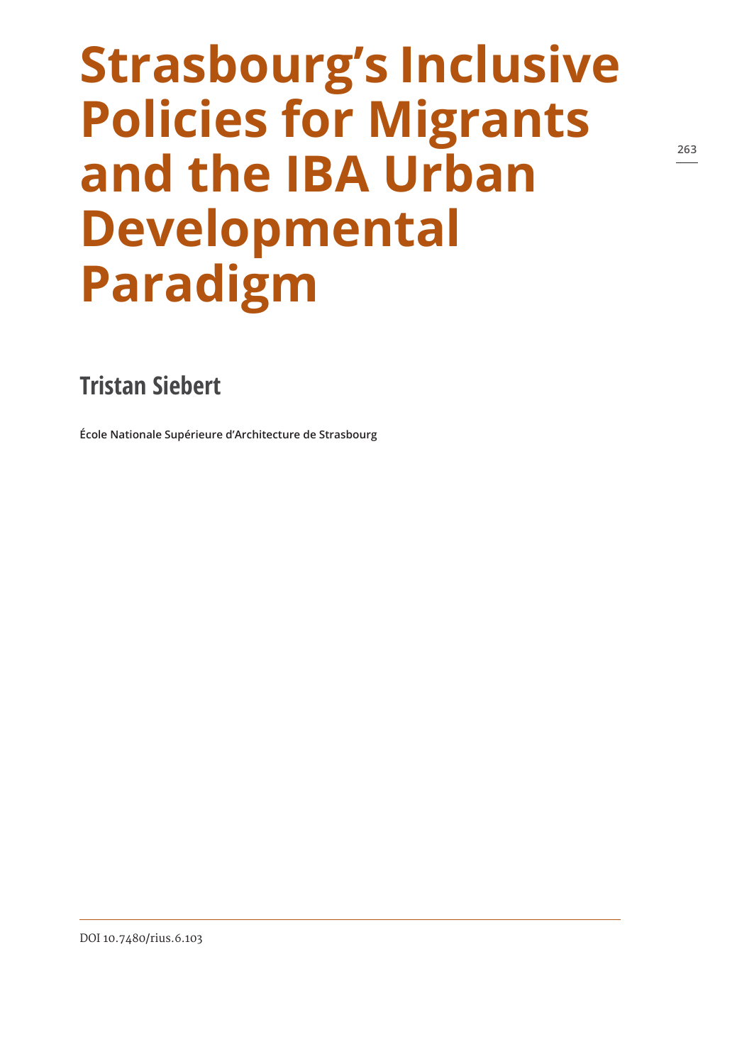# Strasbourg's Inclusive Policies for Migrants and the IBA Urban Developmental Paradigm

## Tristan Siebert

**École Nationale Supérieure d'Architecture de Strasbourg**

DOI 10.7480/rius.6.103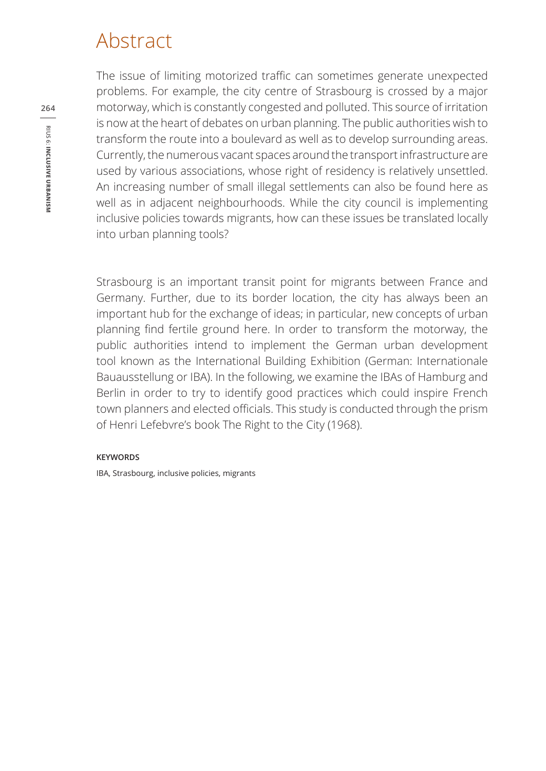# Abstract

The issue of limiting motorized traffic can sometimes generate unexpected problems. For example, the city centre of Strasbourg is crossed by a major motorway, which is constantly congested and polluted. This source of irritation is now at the heart of debates on urban planning. The public authorities wish to transform the route into a boulevard as well as to develop surrounding areas. Currently, the numerous vacant spaces around the transport infrastructure are used by various associations, whose right of residency is relatively unsettled. An increasing number of small illegal settlements can also be found here as well as in adjacent neighbourhoods. While the city council is implementing inclusive policies towards migrants, how can these issues be translated locally into urban planning tools?

Strasbourg is an important transit point for migrants between France and Germany. Further, due to its border location, the city has always been an important hub for the exchange of ideas; in particular, new concepts of urban planning find fertile ground here. In order to transform the motorway, the public authorities intend to implement the German urban development tool known as the International Building Exhibition (German: Internationale Bauausstellung or IBA). In the following, we examine the IBAs of Hamburg and Berlin in order to try to identify good practices which could inspire French town planners and elected officials. This study is conducted through the prism of Henri Lefebvre's book The Right to the City (1968).

**KEYWORDS**

IBA, Strasbourg, inclusive policies, migrants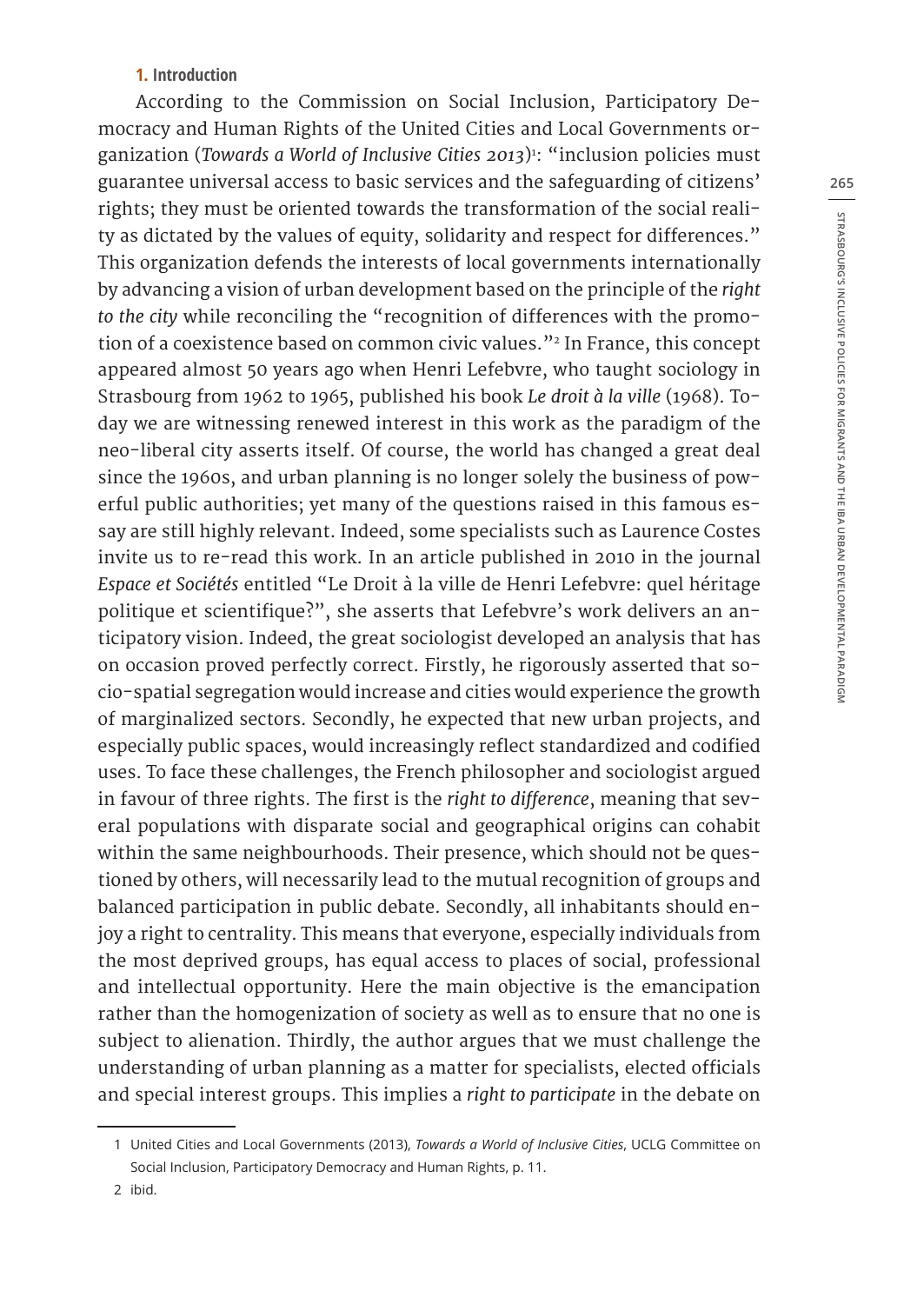## 1. Introduction

According to the Commission on Social Inclusion, Participatory Democracy and Human Rights of the United Cities and Local Governments organization (*Towards a World of Inclusive Cities 2013*)[1]: "inclusion policies must guarantee universal access to basic services and the safeguarding of citizens' rights; they must be oriented towards the transformation of the social reality as dictated by the values of equity, solidarity and respect for differences." This organization defends the interests of local governments internationally by advancing a vision of urban development based on the principle of the *right to the city* while reconciling the "recognition of differences with the promotion of a coexistence based on common civic values."[2] In France, this concept appeared almost 50 years ago when Henri Lefebvre, who taught sociology in Strasbourg from 1962 to 1965, published his book *Le droit à la ville* (1968). Today we are witnessing renewed interest in this work as the paradigm of the neo-liberal city asserts itself. Of course, the world has changed a great deal since the 1960s, and urban planning is no longer solely the business of powerful public authorities; yet many of the questions raised in this famous essay are still highly relevant. Indeed, some specialists such as Laurence Costes invite us to re-read this work. In an article published in 2010 in the journal *Espace et Sociétés* entitled "Le Droit à la ville de Henri Lefebvre: quel héritage politique et scientifique?", she asserts that Lefebvre's work delivers an anticipatory vision. Indeed, the great sociologist developed an analysis that has on occasion proved perfectly correct. Firstly, he rigorously asserted that socio-spatial segregation would increase and cities would experience the growth of marginalized sectors. Secondly, he expected that new urban projects, and especially public spaces, would increasingly reflect standardized and codified uses. To face these challenges, the French philosopher and sociologist argued in favour of three rights. The first is the *right to difference*, meaning that several populations with disparate social and geographical origins can cohabit within the same neighbourhoods. Their presence, which should not be questioned by others, will necessarily lead to the mutual recognition of groups and balanced participation in public debate. Secondly, all inhabitants should enjoy a right to centrality. This means that everyone, especially individuals from the most deprived groups, has equal access to places of social, professional and intellectual opportunity. Here the main objective is the emancipation rather than the homogenization of society as well as to ensure that no one is subject to alienation. Thirdly, the author argues that we must challenge the understanding of urban planning as a matter for specialists, elected officials and special interest groups. This implies a *right to participate* in the debate on

1 United Cities and Local Governments (2013), *Towards a World of Inclusive Cities*, UCLG Committee on Social Inclusion, Participatory Democracy and Human Rights, p. 11.

2 ibid.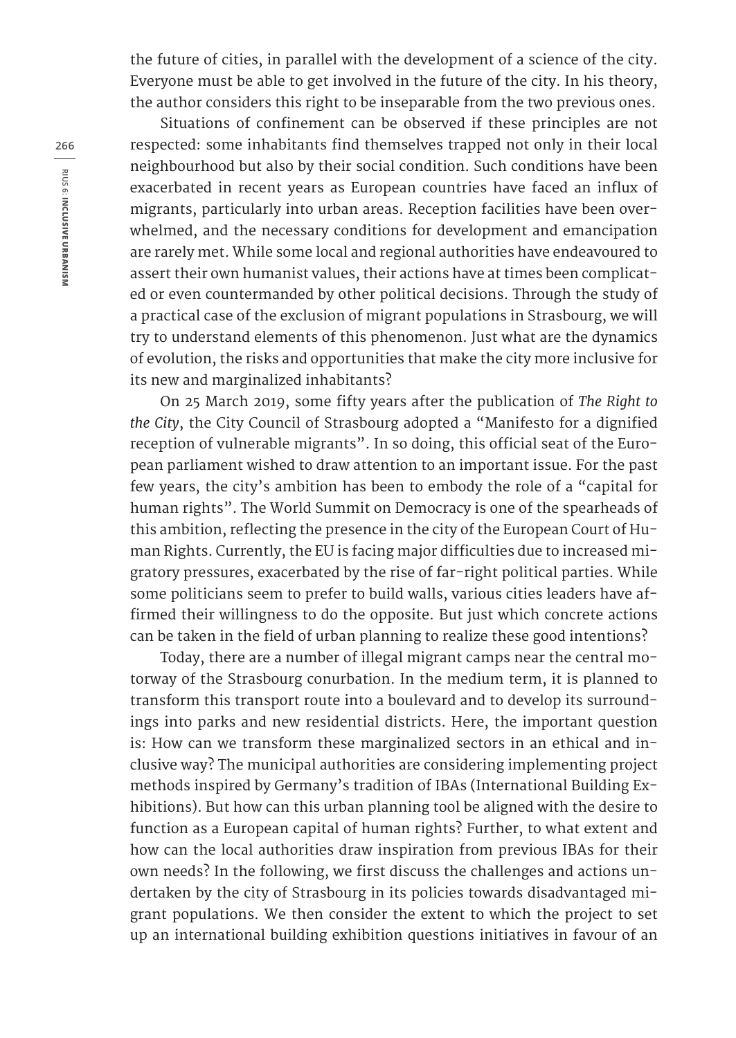the future of cities, in parallel with the development of a science of the city. Everyone must be able to get involved in the future of the city. In his theory, the author considers this right to be inseparable from the two previous ones.

Situations of confinement can be observed if these principles are not respected: some inhabitants find themselves trapped not only in their local neighbourhood but also by their social condition. Such conditions have been exacerbated in recent years as European countries have faced an influx of migrants, particularly into urban areas. Reception facilities have been overwhelmed, and the necessary conditions for development and emancipation are rarely met. While some local and regional authorities have endeavoured to assert their own humanist values, their actions have at times been complicated or even countermanded by other political decisions. Through the study of a practical case of the exclusion of migrant populations in Strasbourg, we will try to understand elements of this phenomenon. Just what are the dynamics of evolution, the risks and opportunities that make the city more inclusive for its new and marginalized inhabitants?

On 25 March 2019, some fifty years after the publication of *The Right to the City*, the City Council of Strasbourg adopted a "Manifesto for a dignified reception of vulnerable migrants". In so doing, this official seat of the European parliament wished to draw attention to an important issue. For the past few years, the city's ambition has been to embody the role of a "capital for human rights". The World Summit on Democracy is one of the spearheads of this ambition, reflecting the presence in the city of the European Court of Human Rights. Currently, the EU is facing major difficulties due to increased migratory pressures, exacerbated by the rise of far-right political parties. While some politicians seem to prefer to build walls, various cities leaders have affirmed their willingness to do the opposite. But just which concrete actions can be taken in the field of urban planning to realize these good intentions?

Today, there are a number of illegal migrant camps near the central motorway of the Strasbourg conurbation. In the medium term, it is planned to transform this transport route into a boulevard and to develop its surroundings into parks and new residential districts. Here, the important question is: How can we transform these marginalized sectors in an ethical and inclusive way? The municipal authorities are considering implementing project methods inspired by Germany's tradition of IBAs (International Building Exhibitions). But how can this urban planning tool be aligned with the desire to function as a European capital of human rights? Further, to what extent and how can the local authorities draw inspiration from previous IBAs for their own needs? In the following, we first discuss the challenges and actions undertaken by the city of Strasbourg in its policies towards disadvantaged migrant populations. We then consider the extent to which the project to set up an international building exhibition questions initiatives in favour of an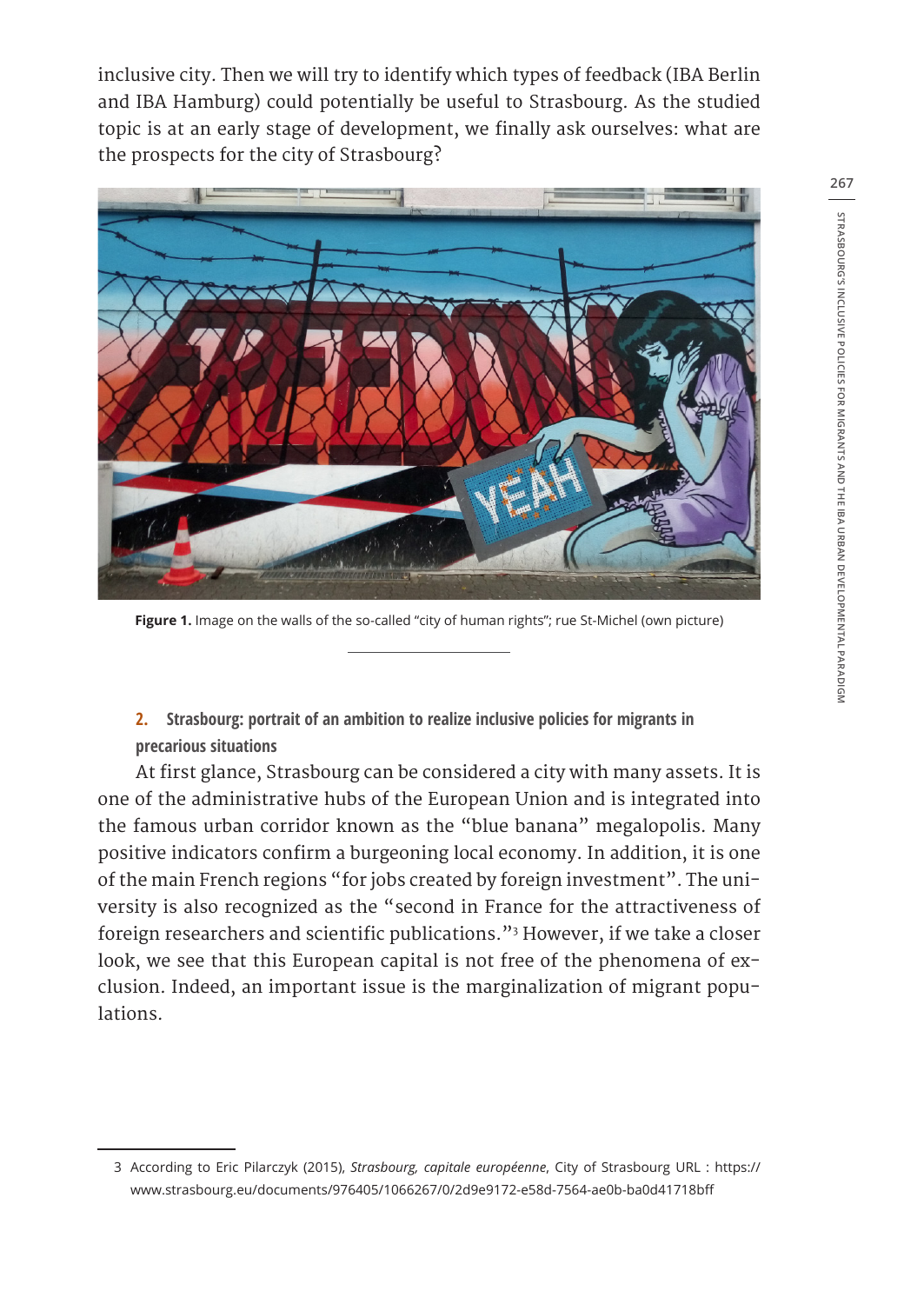inclusive city. Then we will try to identify which types of feedback (IBA Berlin and IBA Hamburg) could potentially be useful to Strasbourg. As the studied topic is at an early stage of development, we finally ask ourselves: what are the prospects for the city of Strasbourg?

**Figure 1.** Image on the walls of the so-called "city of human rights"; rue St-Michel (own picture)

## 2. Strasbourg: portrait of an ambition to realize inclusive policies for migrants in precarious situations

At first glance, Strasbourg can be considered a city with many assets. It is one of the administrative hubs of the European Union and is integrated into the famous urban corridor known as the "blue banana" megalopolis. Many positive indicators confirm a burgeoning local economy. In addition, it is one of the main French regions "for jobs created by foreign investment". The university is also recognized as the "second in France for the attractiveness of foreign researchers and scientific publications."[3] However, if we take a closer look, we see that this European capital is not free of the phenomena of exclusion. Indeed, an important issue is the marginalization of migrant populations.

3 According to Eric Pilarczyk (2015), *Strasbourg, capitale européenne*, City of Strasbourg URL : https://www.strasbourg.eu/documents/976405/1066267/0/2d9e9172-e58d-7564-ae0b-ba0d41718bff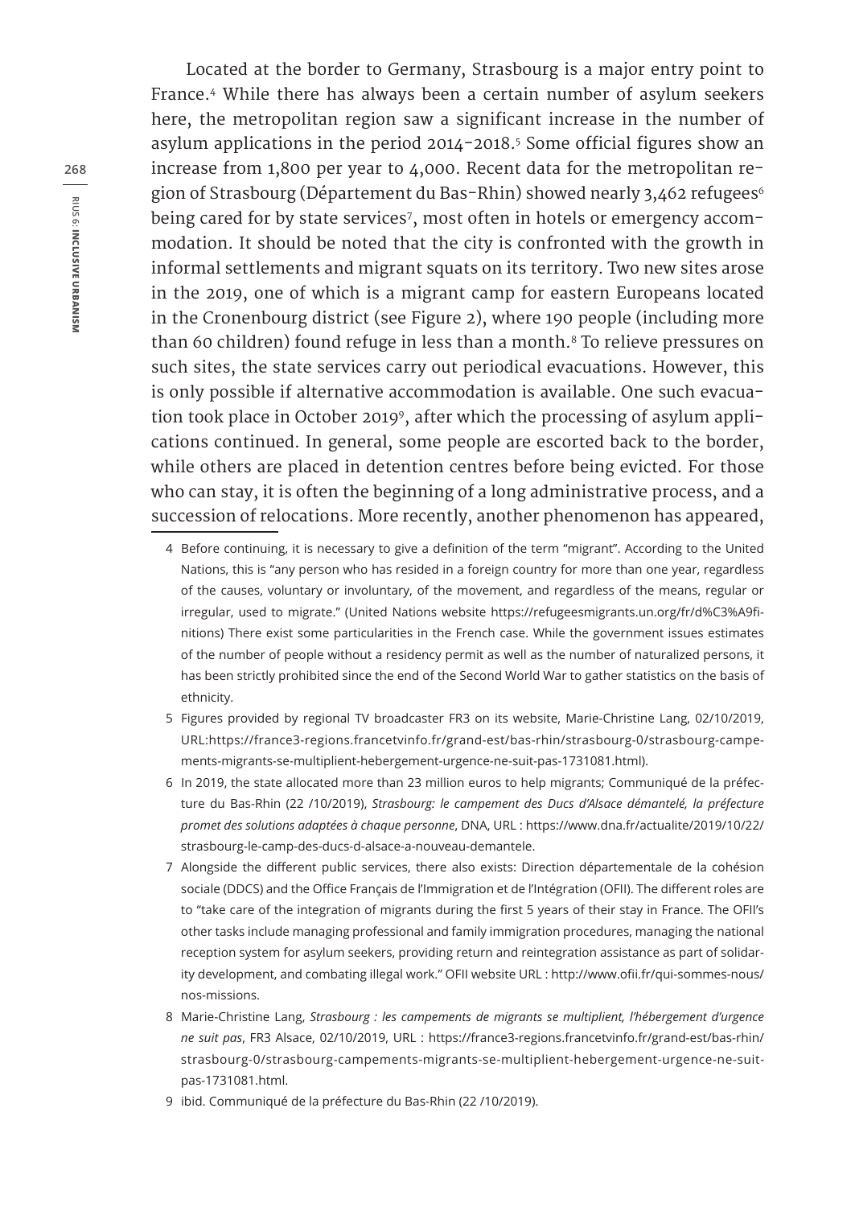Located at the border to Germany, Strasbourg is a major entry point to France.[4] While there has always been a certain number of asylum seekers here, the metropolitan region saw a significant increase in the number of asylum applications in the period 2014-2018.[5] Some official figures show an increase from 1,800 per year to 4,000. Recent data for the metropolitan region of Strasbourg (Département du Bas-Rhin) showed nearly 3,462 refugees[6] being cared for by state services[7], most often in hotels or emergency accommodation. It should be noted that the city is confronted with the growth in informal settlements and migrant squats on its territory. Two new sites arose in the 2019, one of which is a migrant camp for eastern Europeans located in the Cronenbourg district (see Figure 2), where 190 people (including more than 60 children) found refuge in less than a month.[8] To relieve pressures on such sites, the state services carry out periodical evacuations. However, this is only possible if alternative accommodation is available. One such evacuation took place in October 2019[9], after which the processing of asylum applications continued. In general, some people are escorted back to the border, while others are placed in detention centres before being evicted. For those who can stay, it is often the beginning of a long administrative process, and a succession of relocations. More recently, another phenomenon has appeared,

---

4 Before continuing, it is necessary to give a definition of the term "migrant". According to the United Nations, this is "any person who has resided in a foreign country for more than one year, regardless of the causes, voluntary or involuntary, of the movement, and regardless of the means, regular or irregular, used to migrate." (United Nations website https://refugeesmigrants.un.org/fr/d%C3%A9finitions) There exist some particularities in the French case. While the government issues estimates of the number of people without a residency permit as well as the number of naturalized persons, it has been strictly prohibited since the end of the Second World War to gather statistics on the basis of ethnicity.

5 Figures provided by regional TV broadcaster FR3 on its website, Marie-Christine Lang, 02/10/2019, URL:https://france3-regions.francetvinfo.fr/grand-est/bas-rhin/strasbourg-0/strasbourg-campements-migrants-se-multiplient-hebergement-urgence-ne-suit-pas-1731081.html).

6 In 2019, the state allocated more than 23 million euros to help migrants; Communiqué de la préfecture du Bas-Rhin (22 /10/2019), *Strasbourg: le campement des Ducs d'Alsace démantelé, la préfecture promet des solutions adaptées à chaque personne*, DNA, URL : https://www.dna.fr/actualite/2019/10/22/strasbourg-le-camp-des-ducs-d-alsace-a-nouveau-demantele.

7 Alongside the different public services, there also exists: Direction départementale de la cohésion sociale (DDCS) and the Office Français de l'Immigration et de l'Intégration (OFII). The different roles are to "take care of the integration of migrants during the first 5 years of their stay in France. The OFII's other tasks include managing professional and family immigration procedures, managing the national reception system for asylum seekers, providing return and reintegration assistance as part of solidarity development, and combating illegal work." OFII website URL : http://www.ofii.fr/qui-sommes-nous/nos-missions.

8 Marie-Christine Lang, *Strasbourg : les campements de migrants se multiplient, l'hébergement d'urgence ne suit pas*, FR3 Alsace, 02/10/2019, URL : https://france3-regions.francetvinfo.fr/grand-est/bas-rhin/strasbourg-0/strasbourg-campements-migrants-se-multiplient-hebergement-urgence-ne-suit-pas-1731081.html.

9 ibid. Communiqué de la préfecture du Bas-Rhin (22 /10/2019).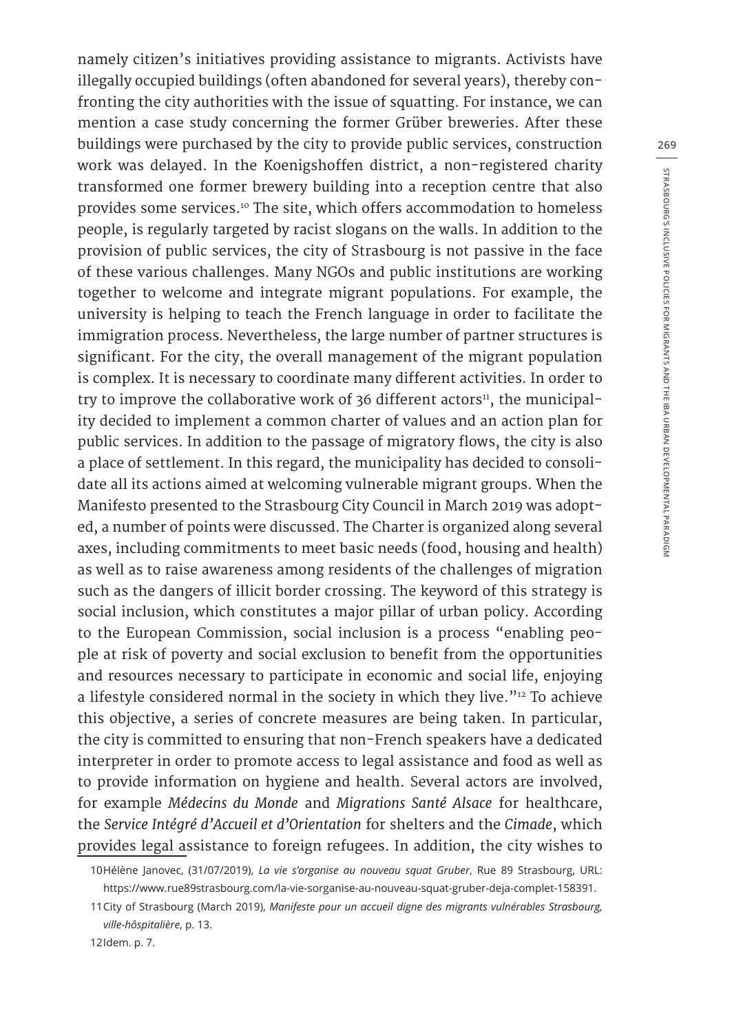namely citizen's initiatives providing assistance to migrants. Activists have illegally occupied buildings (often abandoned for several years), thereby confronting the city authorities with the issue of squatting. For instance, we can mention a case study concerning the former Grüber breweries. After these buildings were purchased by the city to provide public services, construction work was delayed. In the Koenigshoffen district, a non-registered charity transformed one former brewery building into a reception centre that also provides some services.[10] The site, which offers accommodation to homeless people, is regularly targeted by racist slogans on the walls. In addition to the provision of public services, the city of Strasbourg is not passive in the face of these various challenges. Many NGOs and public institutions are working together to welcome and integrate migrant populations. For example, the university is helping to teach the French language in order to facilitate the immigration process. Nevertheless, the large number of partner structures is significant. For the city, the overall management of the migrant population is complex. It is necessary to coordinate many different activities. In order to try to improve the collaborative work of 36 different actors[11], the municipality decided to implement a common charter of values and an action plan for public services. In addition to the passage of migratory flows, the city is also a place of settlement. In this regard, the municipality has decided to consolidate all its actions aimed at welcoming vulnerable migrant groups. When the Manifesto presented to the Strasbourg City Council in March 2019 was adopted, a number of points were discussed. The Charter is organized along several axes, including commitments to meet basic needs (food, housing and health) as well as to raise awareness among residents of the challenges of migration such as the dangers of illicit border crossing. The keyword of this strategy is social inclusion, which constitutes a major pillar of urban policy. According to the European Commission, social inclusion is a process "enabling people at risk of poverty and social exclusion to benefit from the opportunities and resources necessary to participate in economic and social life, enjoying a lifestyle considered normal in the society in which they live."[12] To achieve this objective, a series of concrete measures are being taken. In particular, the city is committed to ensuring that non-French speakers have a dedicated interpreter in order to promote access to legal assistance and food as well as to provide information on hygiene and health. Several actors are involved, for example *Médecins du Monde* and *Migrations Santé Alsace* for healthcare, the *Service Intégré d'Accueil et d'Orientation* for shelters and the *Cimade*, which provides legal assistance to foreign refugees. In addition, the city wishes to

10 Hélène Janovec, (31/07/2019), *La vie s'organise au nouveau squat Gruber*, Rue 89 Strasbourg, URL: https://www.rue89strasbourg.com/la-vie-sorganise-au-nouveau-squat-gruber-deja-complet-158391.

11 City of Strasbourg (March 2019), *Manifeste pour un accueil digne des migrants vulnérables Strasbourg, ville-hôspitalière*, p. 13.

12 Idem. p. 7.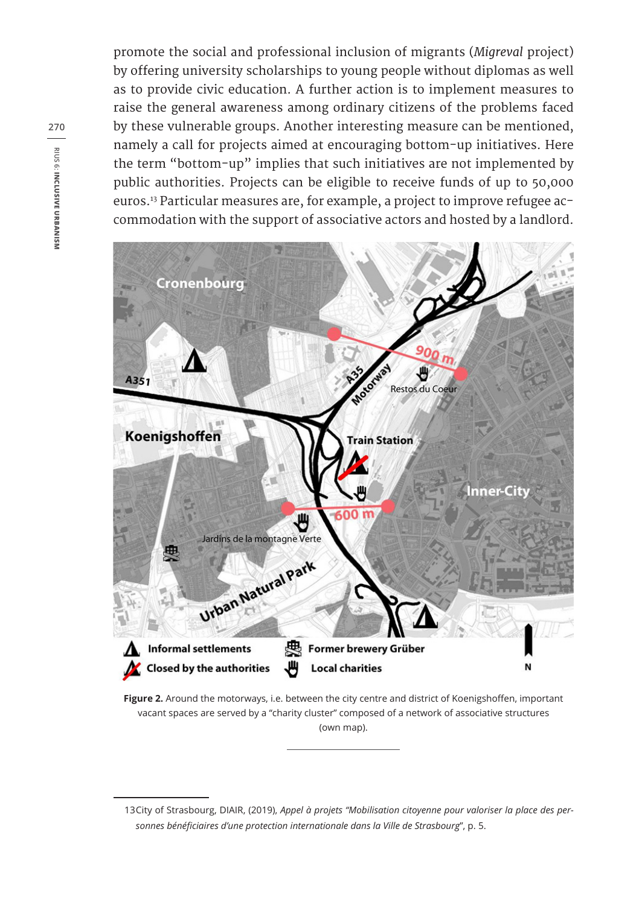promote the social and professional inclusion of migrants (*Migreval* project) by offering university scholarships to young people without diplomas as well as to provide civic education. A further action is to implement measures to raise the general awareness among ordinary citizens of the problems faced by these vulnerable groups. Another interesting measure can be mentioned, namely a call for projects aimed at encouraging bottom-up initiatives. Here the term "bottom-up" implies that such initiatives are not implemented by public authorities. Projects can be eligible to receive funds of up to 50,000 euros.[13] Particular measures are, for example, a project to improve refugee accommodation with the support of associative actors and hosted by a landlord.

**Figure 2.** Around the motorways, i.e. between the city centre and district of Koenigshoffen, important vacant spaces are served by a "charity cluster" composed of a network of associative structures (own map).

13 City of Strasbourg, DIAIR, (2019), *Appel à projets "Mobilisation citoyenne pour valoriser la place des personnes bénéficiaires d'une protection internationale dans la Ville de Strasbourg"*, p. 5.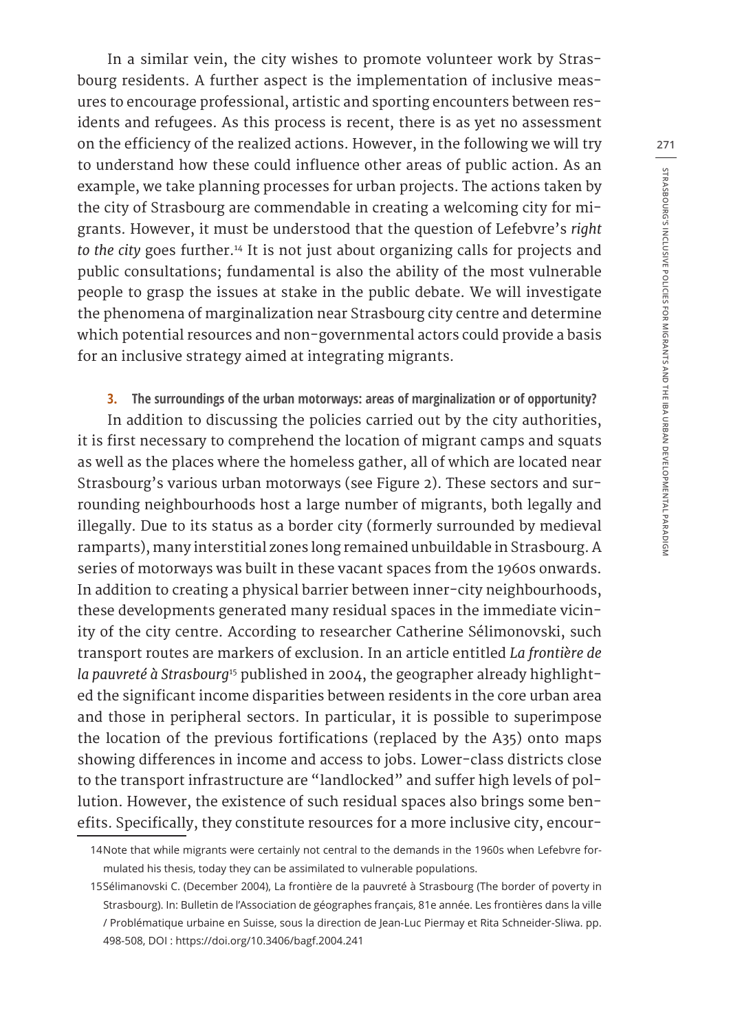In a similar vein, the city wishes to promote volunteer work by Strasbourg residents. A further aspect is the implementation of inclusive measures to encourage professional, artistic and sporting encounters between residents and refugees. As this process is recent, there is as yet no assessment on the efficiency of the realized actions. However, in the following we will try to understand how these could influence other areas of public action. As an example, we take planning processes for urban projects. The actions taken by the city of Strasbourg are commendable in creating a welcoming city for migrants. However, it must be understood that the question of Lefebvre's *right to the city* goes further.[14] It is not just about organizing calls for projects and public consultations; fundamental is also the ability of the most vulnerable people to grasp the issues at stake in the public debate. We will investigate the phenomena of marginalization near Strasbourg city centre and determine which potential resources and non-governmental actors could provide a basis for an inclusive strategy aimed at integrating migrants.

### 3. The surroundings of the urban motorways: areas of marginalization or of opportunity?

In addition to discussing the policies carried out by the city authorities, it is first necessary to comprehend the location of migrant camps and squats as well as the places where the homeless gather, all of which are located near Strasbourg's various urban motorways (see Figure 2). These sectors and surrounding neighbourhoods host a large number of migrants, both legally and illegally. Due to its status as a border city (formerly surrounded by medieval ramparts), many interstitial zones long remained unbuildable in Strasbourg. A series of motorways was built in these vacant spaces from the 1960s onwards. In addition to creating a physical barrier between inner-city neighbourhoods, these developments generated many residual spaces in the immediate vicinity of the city centre. According to researcher Catherine Sélimonovski, such transport routes are markers of exclusion. In an article entitled *La frontière de la pauvreté à Strasbourg*[15] published in 2004, the geographer already highlighted the significant income disparities between residents in the core urban area and those in peripheral sectors. In particular, it is possible to superimpose the location of the previous fortifications (replaced by the A35) onto maps showing differences in income and access to jobs. Lower-class districts close to the transport infrastructure are "landlocked" and suffer high levels of pollution. However, the existence of such residual spaces also brings some benefits. Specifically, they constitute resources for a more inclusive city, encour-

---

14 Note that while migrants were certainly not central to the demands in the 1960s when Lefebvre formulated his thesis, today they can be assimilated to vulnerable populations.

15 Sélimanovski C. (December 2004), La frontière de la pauvreté à Strasbourg (The border of poverty in Strasbourg). In: Bulletin de l'Association de géographes français, 81e année. Les frontières dans la ville / Problématique urbaine en Suisse, sous la direction de Jean-Luc Piermay et Rita Schneider-Sliwa. pp. 498-508, DOI : https://doi.org/10.3406/bagf.2004.241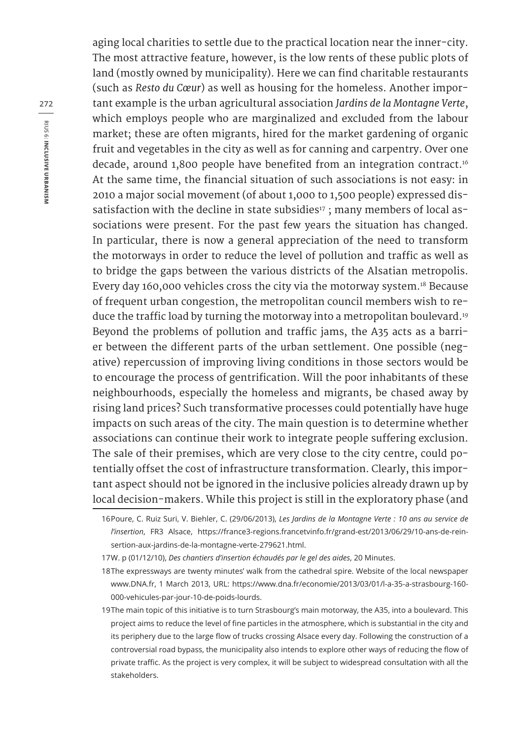aging local charities to settle due to the practical location near the inner-city. The most attractive feature, however, is the low rents of these public plots of land (mostly owned by municipality). Here we can find charitable restaurants (such as *Resto du Cœur*) as well as housing for the homeless. Another important example is the urban agricultural association *Jardins de la Montagne Verte*, which employs people who are marginalized and excluded from the labour market; these are often migrants, hired for the market gardening of organic fruit and vegetables in the city as well as for canning and carpentry. Over one decade, around 1,800 people have benefited from an integration contract.[16] At the same time, the financial situation of such associations is not easy: in 2010 a major social movement (of about 1,000 to 1,500 people) expressed dissatisfaction with the decline in state subsidies[17] ; many members of local associations were present. For the past few years the situation has changed. In particular, there is now a general appreciation of the need to transform the motorways in order to reduce the level of pollution and traffic as well as to bridge the gaps between the various districts of the Alsatian metropolis. Every day 160,000 vehicles cross the city via the motorway system.[18] Because of frequent urban congestion, the metropolitan council members wish to reduce the traffic load by turning the motorway into a metropolitan boulevard.[19] Beyond the problems of pollution and traffic jams, the A35 acts as a barrier between the different parts of the urban settlement. One possible (negative) repercussion of improving living conditions in those sectors would be to encourage the process of gentrification. Will the poor inhabitants of these neighbourhoods, especially the homeless and migrants, be chased away by rising land prices? Such transformative processes could potentially have huge impacts on such areas of the city. The main question is to determine whether associations can continue their work to integrate people suffering exclusion. The sale of their premises, which are very close to the city centre, could potentially offset the cost of infrastructure transformation. Clearly, this important aspect should not be ignored in the inclusive policies already drawn up by local decision-makers. While this project is still in the exploratory phase (and

16 Poure, C. Ruiz Suri, V. Biehler, C. (29/06/2013), *Les Jardins de la Montagne Verte : 10 ans au service de l'insertion*, FR3 Alsace, https://france3-regions.francetvinfo.fr/grand-est/2013/06/29/10-ans-de-reinsertion-aux-jardins-de-la-montagne-verte-279621.html.

17 W. p (01/12/10), *Des chantiers d'insertion échaudés par le gel des aides*, 20 Minutes.

18 The expressways are twenty minutes' walk from the cathedral spire. Website of the local newspaper www.DNA.fr, 1 March 2013, URL: https://www.dna.fr/economie/2013/03/01/l-a-35-a-strasbourg-160-000-vehicules-par-jour-10-de-poids-lourds.

19 The main topic of this initiative is to turn Strasbourg's main motorway, the A35, into a boulevard. This project aims to reduce the level of fine particles in the atmosphere, which is substantial in the city and its periphery due to the large flow of trucks crossing Alsace every day. Following the construction of a controversial road bypass, the municipality also intends to explore other ways of reducing the flow of private traffic. As the project is very complex, it will be subject to widespread consultation with all the stakeholders.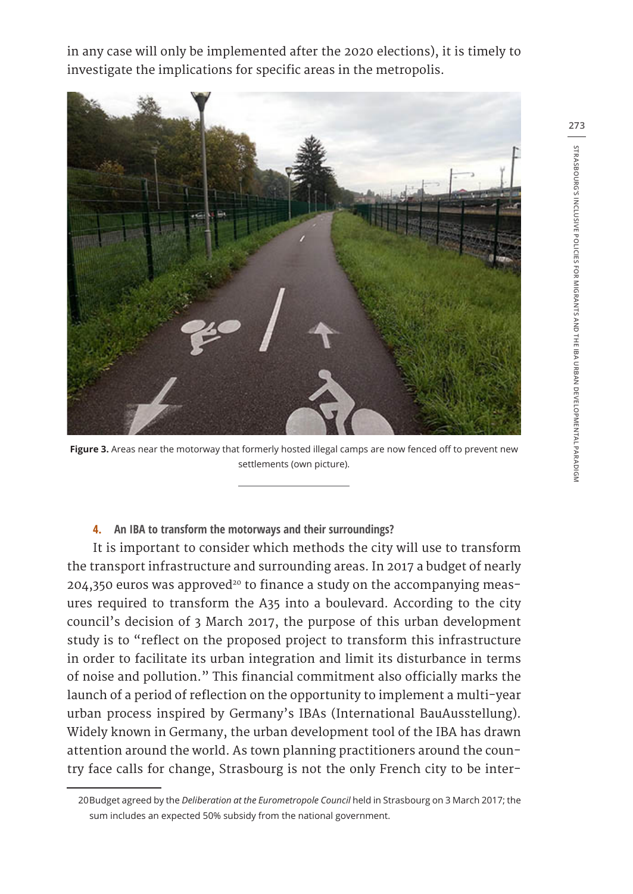in any case will only be implemented after the 2020 elections), it is timely to investigate the implications for specific areas in the metropolis.

**Figure 3.** Areas near the motorway that formerly hosted illegal camps are now fenced off to prevent new settlements (own picture).

### 4. An IBA to transform the motorways and their surroundings?

It is important to consider which methods the city will use to transform the transport infrastructure and surrounding areas. In 2017 a budget of nearly 204,350 euros was approved[20] to finance a study on the accompanying measures required to transform the A35 into a boulevard. According to the city council's decision of 3 March 2017, the purpose of this urban development study is to "reflect on the proposed project to transform this infrastructure in order to facilitate its urban integration and limit its disturbance in terms of noise and pollution." This financial commitment also officially marks the launch of a period of reflection on the opportunity to implement a multi-year urban process inspired by Germany's IBAs (International BauAusstellung). Widely known in Germany, the urban development tool of the IBA has drawn attention around the world. As town planning practitioners around the country face calls for change, Strasbourg is not the only French city to be inter-

20 Budget agreed by the *Deliberation at the Eurometropole Council* held in Strasbourg on 3 March 2017; the sum includes an expected 50% subsidy from the national government.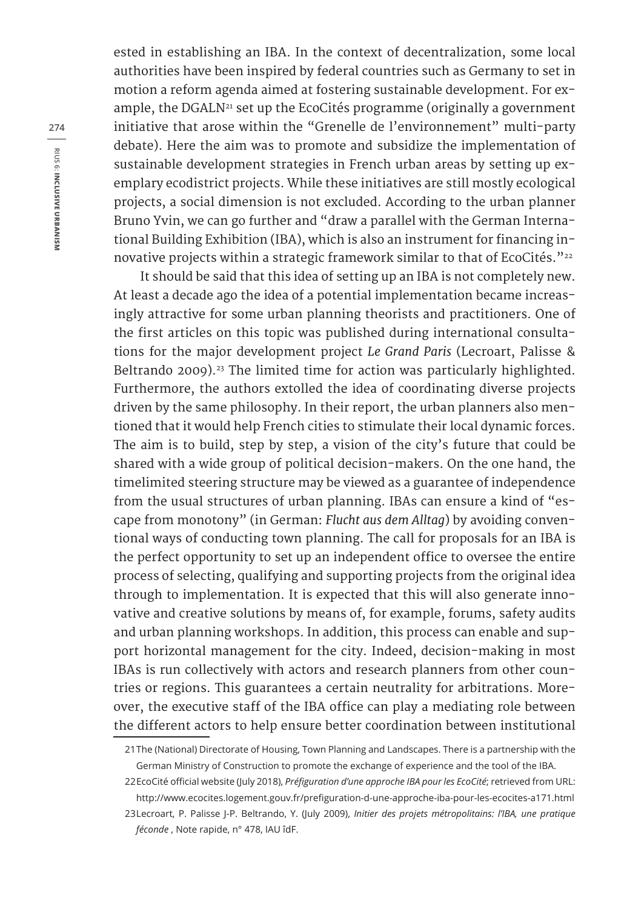ested in establishing an IBA. In the context of decentralization, some local authorities have been inspired by federal countries such as Germany to set in motion a reform agenda aimed at fostering sustainable development. For example, the DGALN[21] set up the EcoCités programme (originally a government initiative that arose within the "Grenelle de l'environnement" multi-party debate). Here the aim was to promote and subsidize the implementation of sustainable development strategies in French urban areas by setting up exemplary ecodistrict projects. While these initiatives are still mostly ecological projects, a social dimension is not excluded. According to the urban planner Bruno Yvin, we can go further and "draw a parallel with the German International Building Exhibition (IBA), which is also an instrument for financing innovative projects within a strategic framework similar to that of EcoCités."[22]

It should be said that this idea of setting up an IBA is not completely new. At least a decade ago the idea of a potential implementation became increasingly attractive for some urban planning theorists and practitioners. One of the first articles on this topic was published during international consultations for the major development project *Le Grand Paris* (Lecroart, Palisse & Beltrando 2009).[23] The limited time for action was particularly highlighted. Furthermore, the authors extolled the idea of coordinating diverse projects driven by the same philosophy. In their report, the urban planners also mentioned that it would help French cities to stimulate their local dynamic forces. The aim is to build, step by step, a vision of the city's future that could be shared with a wide group of political decision-makers. On the one hand, the timelimited steering structure may be viewed as a guarantee of independence from the usual structures of urban planning. IBAs can ensure a kind of "escape from monotony" (in German: *Flucht aus dem Alltag*) by avoiding conventional ways of conducting town planning. The call for proposals for an IBA is the perfect opportunity to set up an independent office to oversee the entire process of selecting, qualifying and supporting projects from the original idea through to implementation. It is expected that this will also generate innovative and creative solutions by means of, for example, forums, safety audits and urban planning workshops. In addition, this process can enable and support horizontal management for the city. Indeed, decision-making in most IBAs is run collectively with actors and research planners from other countries or regions. This guarantees a certain neutrality for arbitrations. Moreover, the executive staff of the IBA office can play a mediating role between the different actors to help ensure better coordination between institutional

---

21 The (National) Directorate of Housing, Town Planning and Landscapes. There is a partnership with the German Ministry of Construction to promote the exchange of experience and the tool of the IBA.

22 EcoCité official website (July 2018), *Préfiguration d'une approche IBA pour les EcoCité*; retrieved from URL: http://www.ecocites.logement.gouv.fr/prefiguration-d-une-approche-iba-pour-les-ecocites-a171.html

23 Lecroart, P. Palisse J-P. Beltrando, Y. (July 2009), *Initier des projets métropolitains: l'IBA, une pratique féconde* , Note rapide, n° 478, IAU îdF.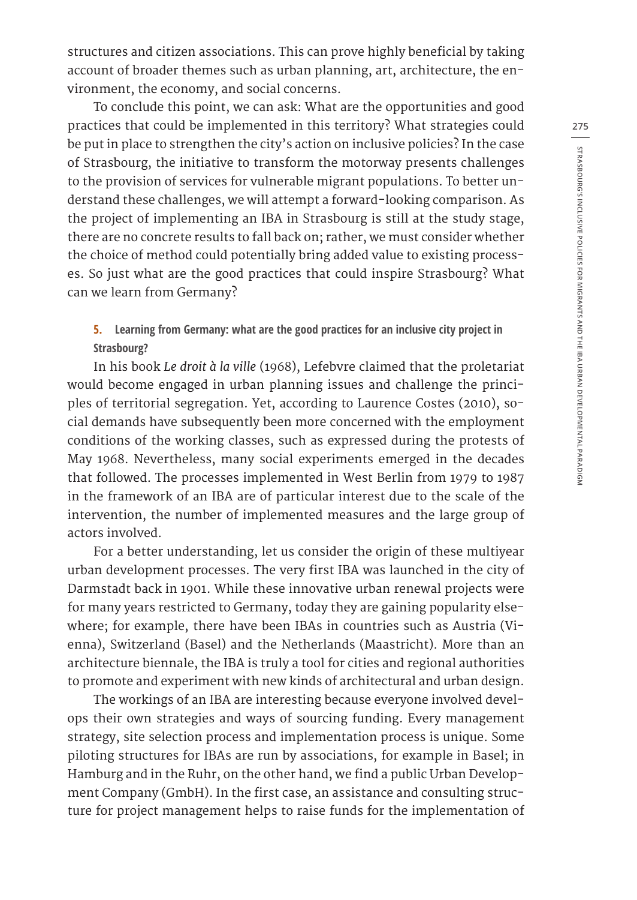structures and citizen associations. This can prove highly beneficial by taking account of broader themes such as urban planning, art, architecture, the environment, the economy, and social concerns.

To conclude this point, we can ask: What are the opportunities and good practices that could be implemented in this territory? What strategies could be put in place to strengthen the city's action on inclusive policies? In the case of Strasbourg, the initiative to transform the motorway presents challenges to the provision of services for vulnerable migrant populations. To better understand these challenges, we will attempt a forward-looking comparison. As the project of implementing an IBA in Strasbourg is still at the study stage, there are no concrete results to fall back on; rather, we must consider whether the choice of method could potentially bring added value to existing processes. So just what are the good practices that could inspire Strasbourg? What can we learn from Germany?

## 5. Learning from Germany: what are the good practices for an inclusive city project in Strasbourg?

In his book *Le droit à la ville* (1968), Lefebvre claimed that the proletariat would become engaged in urban planning issues and challenge the principles of territorial segregation. Yet, according to Laurence Costes (2010), social demands have subsequently been more concerned with the employment conditions of the working classes, such as expressed during the protests of May 1968. Nevertheless, many social experiments emerged in the decades that followed. The processes implemented in West Berlin from 1979 to 1987 in the framework of an IBA are of particular interest due to the scale of the intervention, the number of implemented measures and the large group of actors involved.

For a better understanding, let us consider the origin of these multiyear urban development processes. The very first IBA was launched in the city of Darmstadt back in 1901. While these innovative urban renewal projects were for many years restricted to Germany, today they are gaining popularity elsewhere; for example, there have been IBAs in countries such as Austria (Vienna), Switzerland (Basel) and the Netherlands (Maastricht). More than an architecture biennale, the IBA is truly a tool for cities and regional authorities to promote and experiment with new kinds of architectural and urban design.

The workings of an IBA are interesting because everyone involved develops their own strategies and ways of sourcing funding. Every management strategy, site selection process and implementation process is unique. Some piloting structures for IBAs are run by associations, for example in Basel; in Hamburg and in the Ruhr, on the other hand, we find a public Urban Development Company (GmbH). In the first case, an assistance and consulting structure for project management helps to raise funds for the implementation of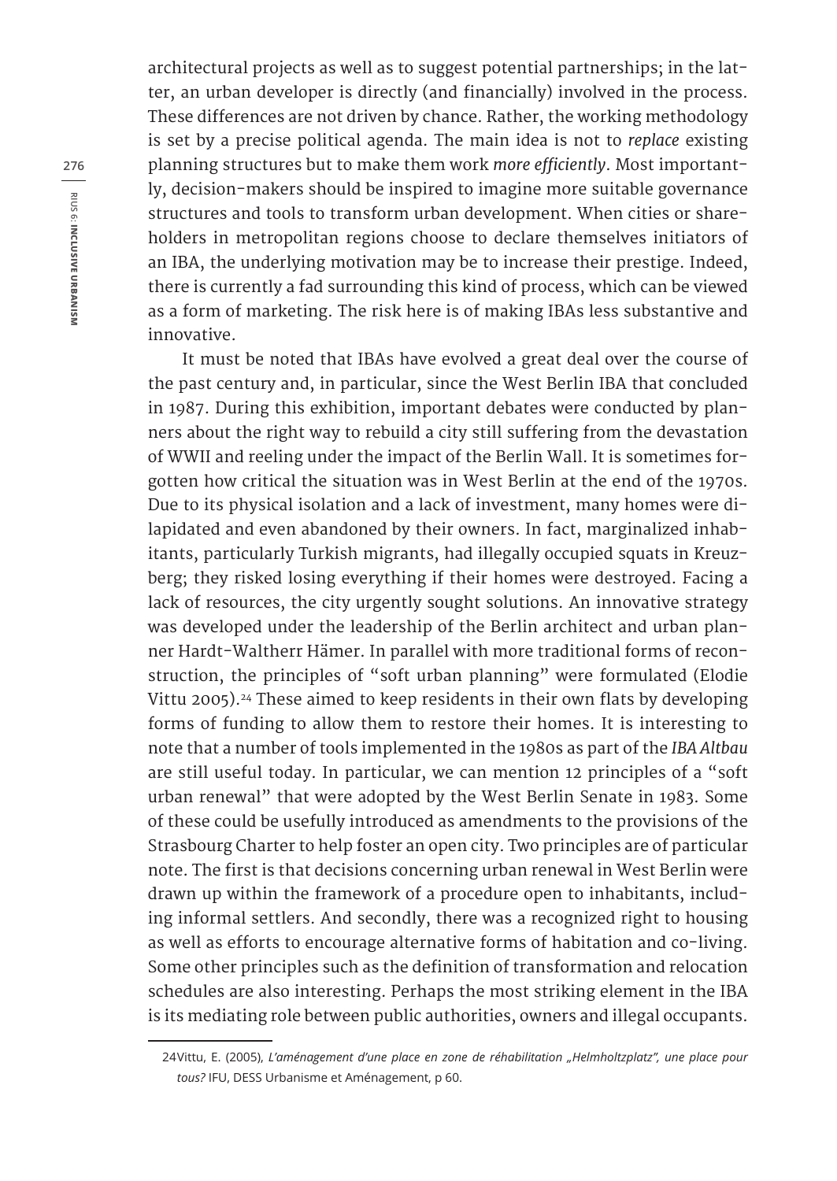architectural projects as well as to suggest potential partnerships; in the latter, an urban developer is directly (and financially) involved in the process. These differences are not driven by chance. Rather, the working methodology is set by a precise political agenda. The main idea is not to *replace* existing planning structures but to make them work *more efficiently*. Most importantly, decision-makers should be inspired to imagine more suitable governance structures and tools to transform urban development. When cities or shareholders in metropolitan regions choose to declare themselves initiators of an IBA, the underlying motivation may be to increase their prestige. Indeed, there is currently a fad surrounding this kind of process, which can be viewed as a form of marketing. The risk here is of making IBAs less substantive and innovative.

It must be noted that IBAs have evolved a great deal over the course of the past century and, in particular, since the West Berlin IBA that concluded in 1987. During this exhibition, important debates were conducted by planners about the right way to rebuild a city still suffering from the devastation of WWII and reeling under the impact of the Berlin Wall. It is sometimes forgotten how critical the situation was in West Berlin at the end of the 1970s. Due to its physical isolation and a lack of investment, many homes were dilapidated and even abandoned by their owners. In fact, marginalized inhabitants, particularly Turkish migrants, had illegally occupied squats in Kreuzberg; they risked losing everything if their homes were destroyed. Facing a lack of resources, the city urgently sought solutions. An innovative strategy was developed under the leadership of the Berlin architect and urban planner Hardt-Waltherr Hämer. In parallel with more traditional forms of reconstruction, the principles of "soft urban planning" were formulated (Elodie Vittu 2005).[24] These aimed to keep residents in their own flats by developing forms of funding to allow them to restore their homes. It is interesting to note that a number of tools implemented in the 1980s as part of the *IBA Altbau* are still useful today. In particular, we can mention 12 principles of a "soft urban renewal" that were adopted by the West Berlin Senate in 1983. Some of these could be usefully introduced as amendments to the provisions of the Strasbourg Charter to help foster an open city. Two principles are of particular note. The first is that decisions concerning urban renewal in West Berlin were drawn up within the framework of a procedure open to inhabitants, including informal settlers. And secondly, there was a recognized right to housing as well as efforts to encourage alternative forms of habitation and co-living. Some other principles such as the definition of transformation and relocation schedules are also interesting. Perhaps the most striking element in the IBA is its mediating role between public authorities, owners and illegal occupants.

---

24 Vittu, E. (2005), *L'aménagement d'une place en zone de réhabilitation „Helmholtzplatz", une place pour tous?* IFU, DESS Urbanisme et Aménagement, p 60.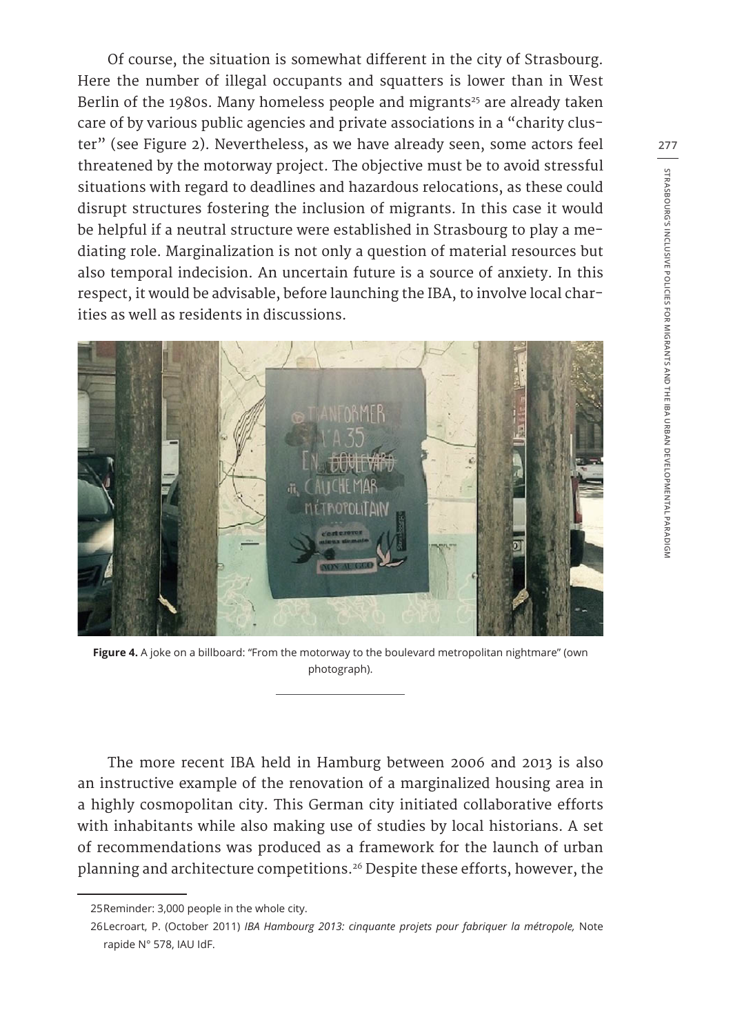Of course, the situation is somewhat different in the city of Strasbourg. Here the number of illegal occupants and squatters is lower than in West Berlin of the 1980s. Many homeless people and migrants[25] are already taken care of by various public agencies and private associations in a "charity cluster" (see Figure 2). Nevertheless, as we have already seen, some actors feel threatened by the motorway project. The objective must be to avoid stressful situations with regard to deadlines and hazardous relocations, as these could disrupt structures fostering the inclusion of migrants. In this case it would be helpful if a neutral structure were established in Strasbourg to play a mediating role. Marginalization is not only a question of material resources but also temporal indecision. An uncertain future is a source of anxiety. In this respect, it would be advisable, before launching the IBA, to involve local charities as well as residents in discussions.

**Figure 4.** A joke on a billboard: "From the motorway to the boulevard metropolitan nightmare" (own photograph).

The more recent IBA held in Hamburg between 2006 and 2013 is also an instructive example of the renovation of a marginalized housing area in a highly cosmopolitan city. This German city initiated collaborative efforts with inhabitants while also making use of studies by local historians. A set of recommendations was produced as a framework for the launch of urban planning and architecture competitions.[26] Despite these efforts, however, the

25 Reminder: 3,000 people in the whole city.

26 Lecroart, P. (October 2011) *IBA Hambourg 2013: cinquante projets pour fabriquer la métropole,* Note rapide N° 578, IAU IdF.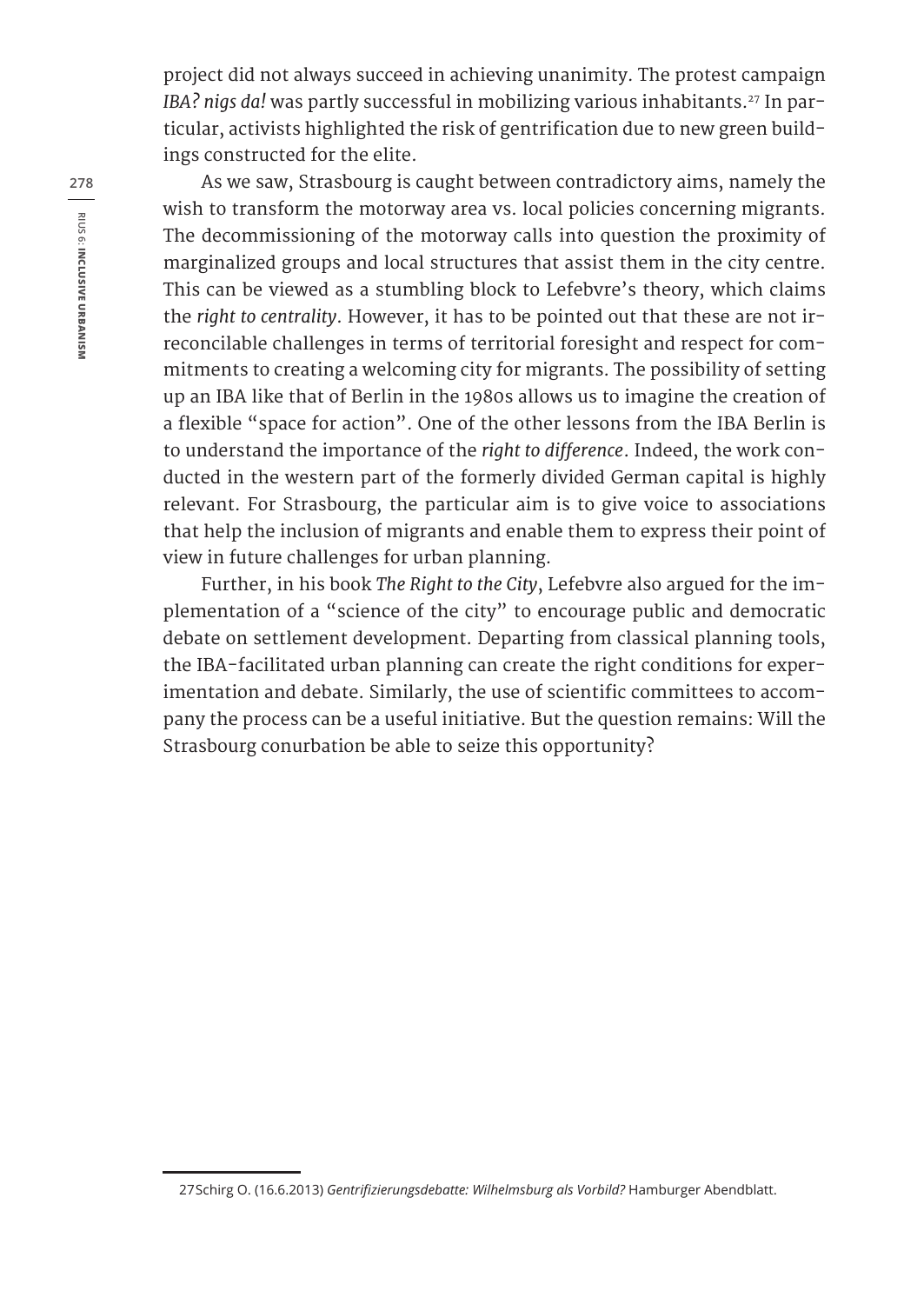project did not always succeed in achieving unanimity. The protest campaign *IBA? nigs da!* was partly successful in mobilizing various inhabitants.[27] In particular, activists highlighted the risk of gentrification due to new green buildings constructed for the elite.

As we saw, Strasbourg is caught between contradictory aims, namely the wish to transform the motorway area vs. local policies concerning migrants. The decommissioning of the motorway calls into question the proximity of marginalized groups and local structures that assist them in the city centre. This can be viewed as a stumbling block to Lefebvre's theory, which claims the *right to centrality*. However, it has to be pointed out that these are not irreconcilable challenges in terms of territorial foresight and respect for commitments to creating a welcoming city for migrants. The possibility of setting up an IBA like that of Berlin in the 1980s allows us to imagine the creation of a flexible "space for action". One of the other lessons from the IBA Berlin is to understand the importance of the *right to difference*. Indeed, the work conducted in the western part of the formerly divided German capital is highly relevant. For Strasbourg, the particular aim is to give voice to associations that help the inclusion of migrants and enable them to express their point of view in future challenges for urban planning.

Further, in his book *The Right to the City*, Lefebvre also argued for the implementation of a "science of the city" to encourage public and democratic debate on settlement development. Departing from classical planning tools, the IBA-facilitated urban planning can create the right conditions for experimentation and debate. Similarly, the use of scientific committees to accompany the process can be a useful initiative. But the question remains: Will the Strasbourg conurbation be able to seize this opportunity?

---

27 Schirg O. (16.6.2013) *Gentrifizierungsdebatte: Wilhelmsburg als Vorbild?* Hamburger Abendblatt.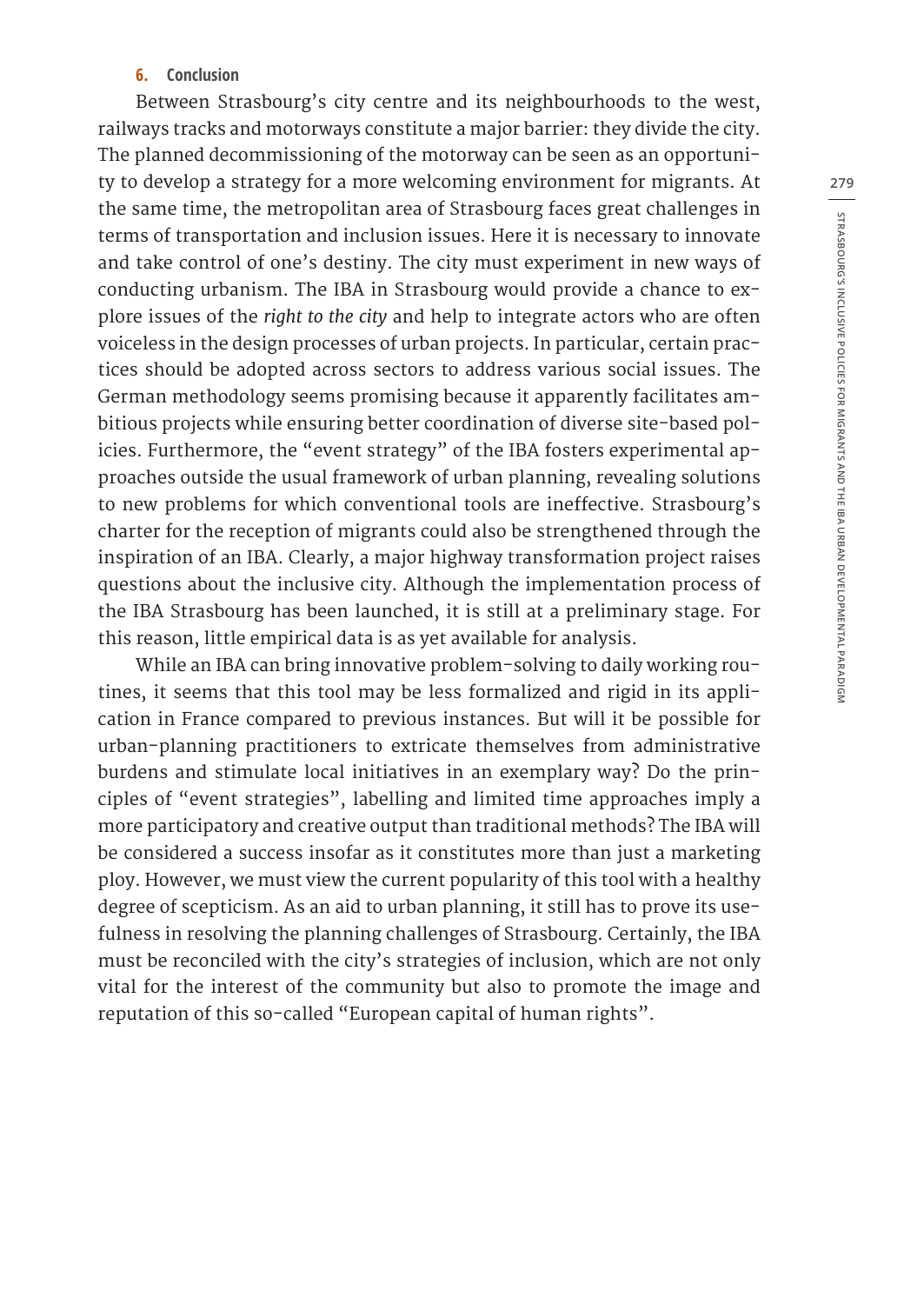## 6. Conclusion

Between Strasbourg's city centre and its neighbourhoods to the west, railways tracks and motorways constitute a major barrier: they divide the city. The planned decommissioning of the motorway can be seen as an opportunity to develop a strategy for a more welcoming environment for migrants. At the same time, the metropolitan area of Strasbourg faces great challenges in terms of transportation and inclusion issues. Here it is necessary to innovate and take control of one's destiny. The city must experiment in new ways of conducting urbanism. The IBA in Strasbourg would provide a chance to explore issues of the *right to the city* and help to integrate actors who are often voiceless in the design processes of urban projects. In particular, certain practices should be adopted across sectors to address various social issues. The German methodology seems promising because it apparently facilitates ambitious projects while ensuring better coordination of diverse site-based policies. Furthermore, the "event strategy" of the IBA fosters experimental approaches outside the usual framework of urban planning, revealing solutions to new problems for which conventional tools are ineffective. Strasbourg's charter for the reception of migrants could also be strengthened through the inspiration of an IBA. Clearly, a major highway transformation project raises questions about the inclusive city. Although the implementation process of the IBA Strasbourg has been launched, it is still at a preliminary stage. For this reason, little empirical data is as yet available for analysis.

While an IBA can bring innovative problem-solving to daily working routines, it seems that this tool may be less formalized and rigid in its application in France compared to previous instances. But will it be possible for urban-planning practitioners to extricate themselves from administrative burdens and stimulate local initiatives in an exemplary way? Do the principles of "event strategies", labelling and limited time approaches imply a more participatory and creative output than traditional methods? The IBA will be considered a success insofar as it constitutes more than just a marketing ploy. However, we must view the current popularity of this tool with a healthy degree of scepticism. As an aid to urban planning, it still has to prove its usefulness in resolving the planning challenges of Strasbourg. Certainly, the IBA must be reconciled with the city's strategies of inclusion, which are not only vital for the interest of the community but also to promote the image and reputation of this so-called "European capital of human rights".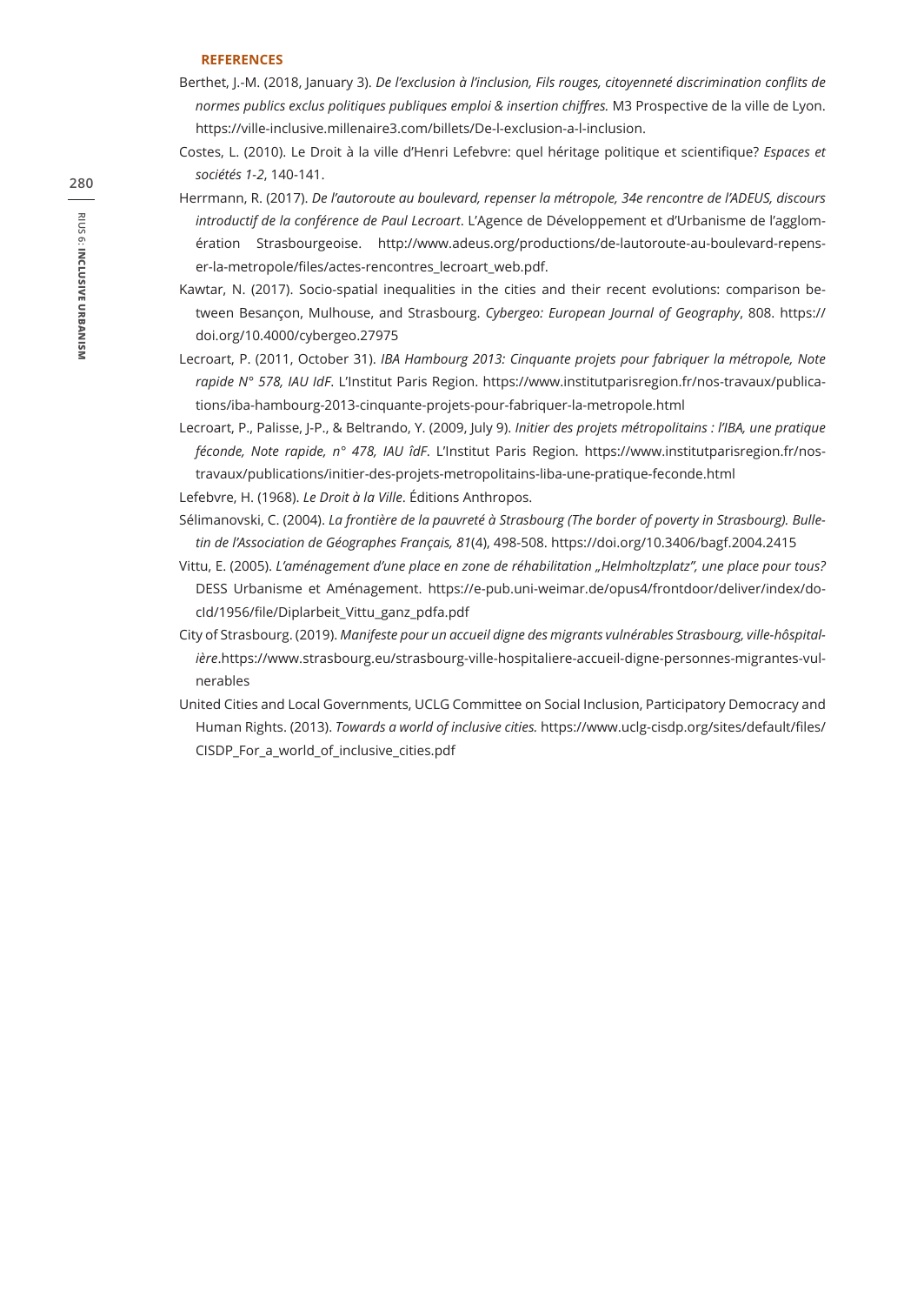### REFERENCES

Berthet, J.-M. (2018, January 3). *De l'exclusion à l'inclusion, Fils rouges, citoyenneté discrimination conflits de normes publics exclus politiques publiques emploi & insertion chiffres.* M3 Prospective de la ville de Lyon. https://ville-inclusive.millenaire3.com/billets/De-l-exclusion-a-l-inclusion.

Costes, L. (2010). Le Droit à la ville d'Henri Lefebvre: quel héritage politique et scientifique? *Espaces et sociétés 1-2*, 140-141.

Herrmann, R. (2017). *De l'autoroute au boulevard, repenser la métropole, 34e rencontre de l'ADEUS, discours introductif de la conférence de Paul Lecroart*. L'Agence de Développement et d'Urbanisme de l'agglomération Strasbourgeoise. http://www.adeus.org/productions/de-lautoroute-au-boulevard-repenser-la-metropole/files/actes-rencontres_lecroart_web.pdf.

Kawtar, N. (2017). Socio-spatial inequalities in the cities and their recent evolutions: comparison between Besançon, Mulhouse, and Strasbourg. *Cybergeo: European Journal of Geography*, 808. https://doi.org/10.4000/cybergeo.27975

Lecroart, P. (2011, October 31). *IBA Hambourg 2013: Cinquante projets pour fabriquer la métropole, Note rapide N° 578, IAU IdF*. L'Institut Paris Region. https://www.institutparisregion.fr/nos-travaux/publications/iba-hambourg-2013-cinquante-projets-pour-fabriquer-la-metropole.html

Lecroart, P., Palisse, J-P., & Beltrando, Y. (2009, July 9). *Initier des projets métropolitains : l'IBA, une pratique féconde, Note rapide, n° 478, IAU îdF*. L'Institut Paris Region. https://www.institutparisregion.fr/nos-travaux/publications/initier-des-projets-metropolitains-liba-une-pratique-feconde.html

Lefebvre, H. (1968). *Le Droit à la Ville*. Éditions Anthropos.

Sélimanovski, C. (2004). *La frontière de la pauvreté à Strasbourg (The border of poverty in Strasbourg). Bulletin de l'Association de Géographes Français, 81*(4), 498-508. https://doi.org/10.3406/bagf.2004.2415

Vittu, E. (2005). *L'aménagement d'une place en zone de réhabilitation „Helmholtzplatz", une place pour tous?* DESS Urbanisme et Aménagement. https://e-pub.uni-weimar.de/opus4/frontdoor/deliver/index/docId/1956/file/Diplarbeit_Vittu_ganz_pdfa.pdf

City of Strasbourg. (2019). *Manifeste pour un accueil digne des migrants vulnérables Strasbourg, ville-hôspitalière*.https://www.strasbourg.eu/strasbourg-ville-hospitaliere-accueil-digne-personnes-migrantes-vulnerables

United Cities and Local Governments, UCLG Committee on Social Inclusion, Participatory Democracy and Human Rights. (2013). *Towards a world of inclusive cities.* https://www.uclg-cisdp.org/sites/default/files/CISDP_For_a_world_of_inclusive_cities.pdf